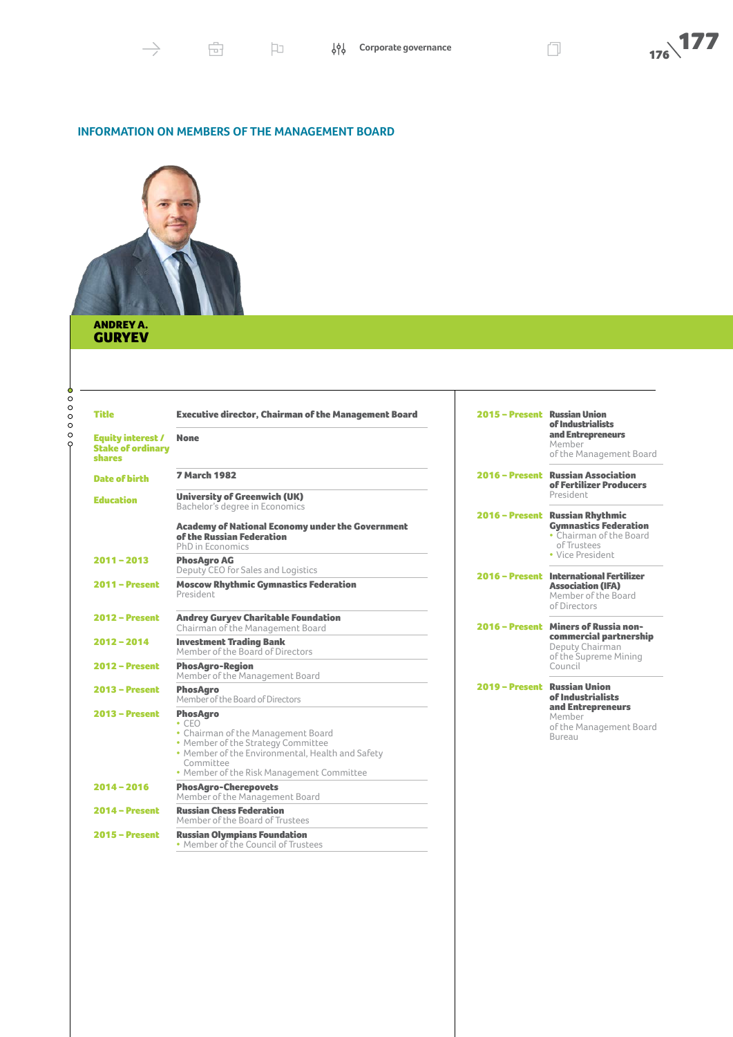## INFORMATION ON MEMBERS OF THE MANAGEMENT BOARD

### ANDREY A. GURYEV

| | |
|---|---|
| **Title** | **Executive director, Chairman of the Management Board** |
| **Equity interest / Stake of ordinary shares** | **None** |
| **Date of birth** | **7 March 1982** |
| **Education** | **University of Greenwich (UK)**<br>Bachelor's degree in Economics<br><br>**Academy of National Economy under the Government of the Russian Federation**<br>PhD in Economics |
| **2011 – 2013** | **PhosAgro AG**<br>Deputy CEO for Sales and Logistics |
| **2011 – Present** | **Moscow Rhythmic Gymnastics Federation**<br>President |
| **2012 – Present** | **Andrey Guryev Charitable Foundation**<br>Chairman of the Management Board |
| **2012 – 2014** | **Investment Trading Bank**<br>Member of the Board of Directors |
| **2012 – Present** | **PhosAgro-Region**<br>Member of the Management Board |
| **2013 – Present** | **PhosAgro**<br>Member of the Board of Directors |
| **2013 – Present** | **PhosAgro**<br>• CEO<br>• Chairman of the Management Board<br>• Member of the Strategy Committee<br>• Member of the Environmental, Health and Safety Committee<br>• Member of the Risk Management Committee |
| **2014 – 2016** | **PhosAgro-Cherepovets**<br>Member of the Management Board |
| **2014 – Present** | **Russian Chess Federation**<br>Member of the Board of Trustees |
| **2015 – Present** | **Russian Olympians Foundation**<br>• Member of the Council of Trustees |
| **2015 – Present** | **Russian Union of Industrialists and Entrepreneurs**<br>Member of the Management Board |
| **2016 – Present** | **Russian Association of Fertilizer Producers**<br>President |
| **2016 – Present** | **Russian Rhythmic Gymnastics Federation**<br>• Chairman of the Board of Trustees<br>• Vice President |
| **2016 – Present** | **International Fertilizer Association (IFA)**<br>Member of the Board of Directors |
| **2016 – Present** | **Miners of Russia non-commercial partnership**<br>Deputy Chairman of the Supreme Mining Council |
| **2019 – Present** | **Russian Union of Industrialists and Entrepreneurs**<br>Member of the Management Board Bureau |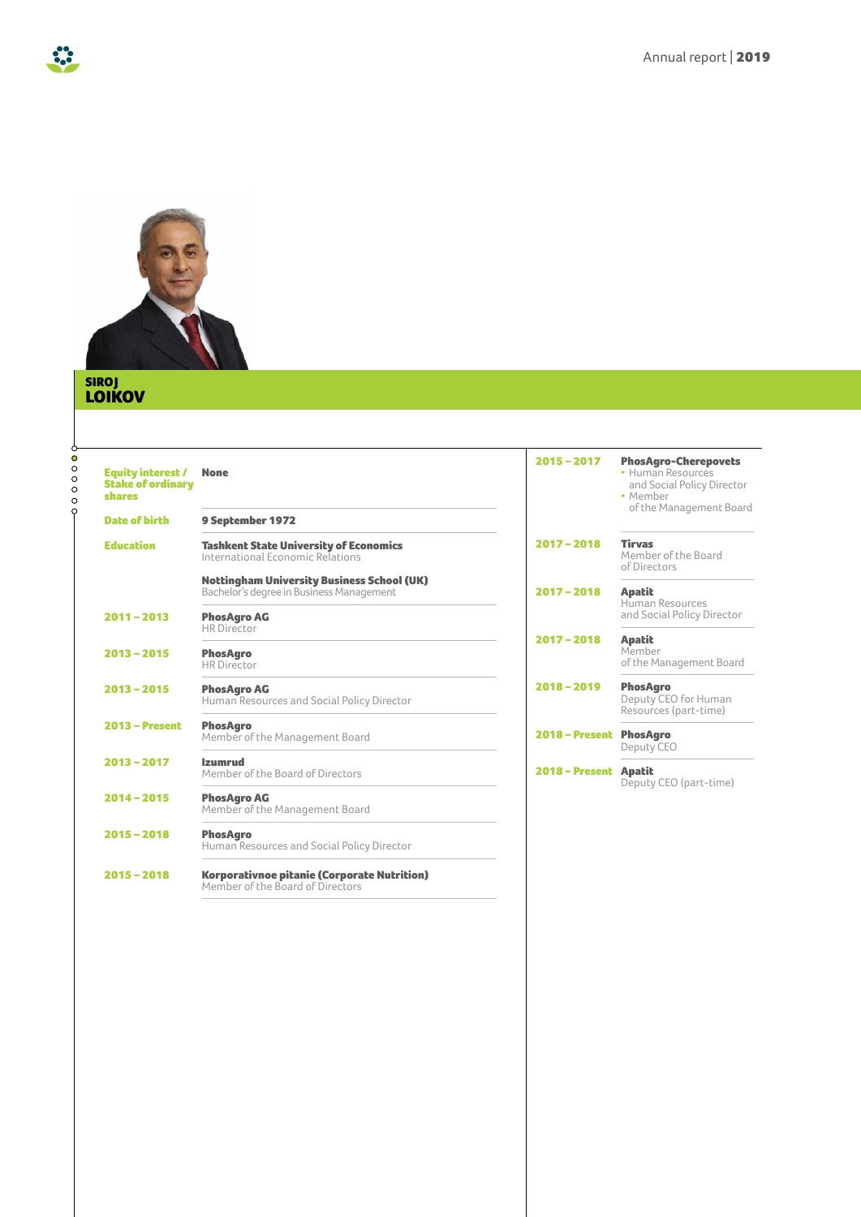## SIROJ LOIKOV

| | |
|---|---|
| **Equity interest / Stake of ordinary shares** | **None** |
| **Date of birth** | **9 September 1972** |
| **Education** | **Tashkent State University of Economics** International Economic Relations |
| | **Nottingham University Business School (UK)** Bachelor's degree in Business Management |
| **2011 – 2013** | **PhosAgro AG** HR Director |
| **2013 – 2015** | **PhosAgro** HR Director |
| **2013 – 2015** | **PhosAgro AG** Human Resources and Social Policy Director |
| **2013 – Present** | **PhosAgro** Member of the Management Board |
| **2013 – 2017** | **Izumrud** Member of the Board of Directors |
| **2014 – 2015** | **PhosAgro AG** Member of the Management Board |
| **2015 – 2018** | **PhosAgro** Human Resources and Social Policy Director |
| **2015 – 2018** | **Korporativnoe pitanie (Corporate Nutrition)** Member of the Board of Directors |
| **2015 – 2017** | **PhosAgro-Cherepovets** • Human Resources and Social Policy Director • Member of the Management Board |
| **2017 – 2018** | **Tirvas** Member of the Board of Directors |
| **2017 – 2018** | **Apatit** Human Resources and Social Policy Director |
| **2017 – 2018** | **Apatit** Member of the Management Board |
| **2018 – 2019** | **PhosAgro** Deputy CEO for Human Resources (part-time) |
| **2018 – Present** | **PhosAgro** Deputy CEO |
| **2018 – Present** | **Apatit** Deputy CEO (part-time) |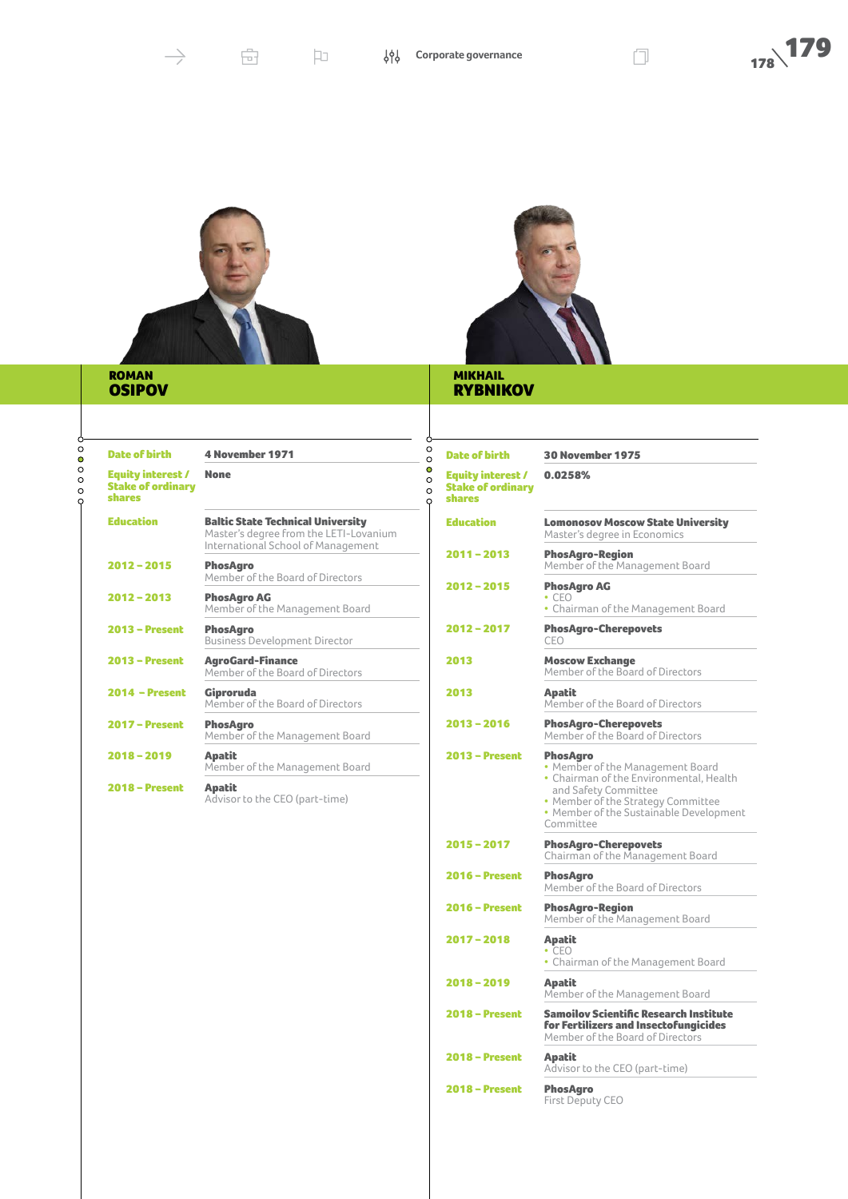## ROMAN OSIPOV

| | |
|---|---|
| Date of birth | 4 November 1971 |
| Equity interest / Stake of ordinary shares | None |
| Education | **Baltic State Technical University** Master's degree from the LETI-Lovanium International School of Management |
| 2012 – 2015 | **PhosAgro** Member of the Board of Directors |
| 2012 – 2013 | **PhosAgro AG** Member of the Management Board |
| 2013 – Present | **PhosAgro** Business Development Director |
| 2013 – Present | **AgroGard-Finance** Member of the Board of Directors |
| 2014 – Present | **Giproruda** Member of the Board of Directors |
| 2017 – Present | **PhosAgro** Member of the Management Board |
| 2018 – 2019 | **Apatit** Member of the Management Board |
| 2018 – Present | **Apatit** Advisor to the CEO (part-time) |

## MIKHAIL RYBNIKOV

| | |
|---|---|
| Date of birth | 30 November 1975 |
| Equity interest / Stake of ordinary shares | 0.0258% |
| Education | **Lomonosov Moscow State University** Master's degree in Economics |
| 2011 – 2013 | **PhosAgro-Region** Member of the Management Board |
| 2012 – 2015 | **PhosAgro AG** • CEO • Chairman of the Management Board |
| 2012 – 2017 | **PhosAgro-Cherepovets** CEO |
| 2013 | **Moscow Exchange** Member of the Board of Directors |
| 2013 | **Apatit** Member of the Board of Directors |
| 2013 – 2016 | **PhosAgro-Cherepovets** Member of the Board of Directors |
| 2013 – Present | **PhosAgro** • Member of the Management Board • Chairman of the Environmental, Health and Safety Committee • Member of the Strategy Committee • Member of the Sustainable Development Committee |
| 2015 – 2017 | **PhosAgro-Cherepovets** Chairman of the Management Board |
| 2016 – Present | **PhosAgro** Member of the Board of Directors |
| 2016 – Present | **PhosAgro-Region** Member of the Management Board |
| 2017 – 2018 | **Apatit** • CEO • Chairman of the Management Board |
| 2018 – 2019 | **Apatit** Member of the Management Board |
| 2018 – Present | **Samoilov Scientific Research Institute for Fertilizers and Insectofungicides** Member of the Board of Directors |
| 2018 – Present | **Apatit** Advisor to the CEO (part-time) |
| 2018 – Present | **PhosAgro** First Deputy CEO |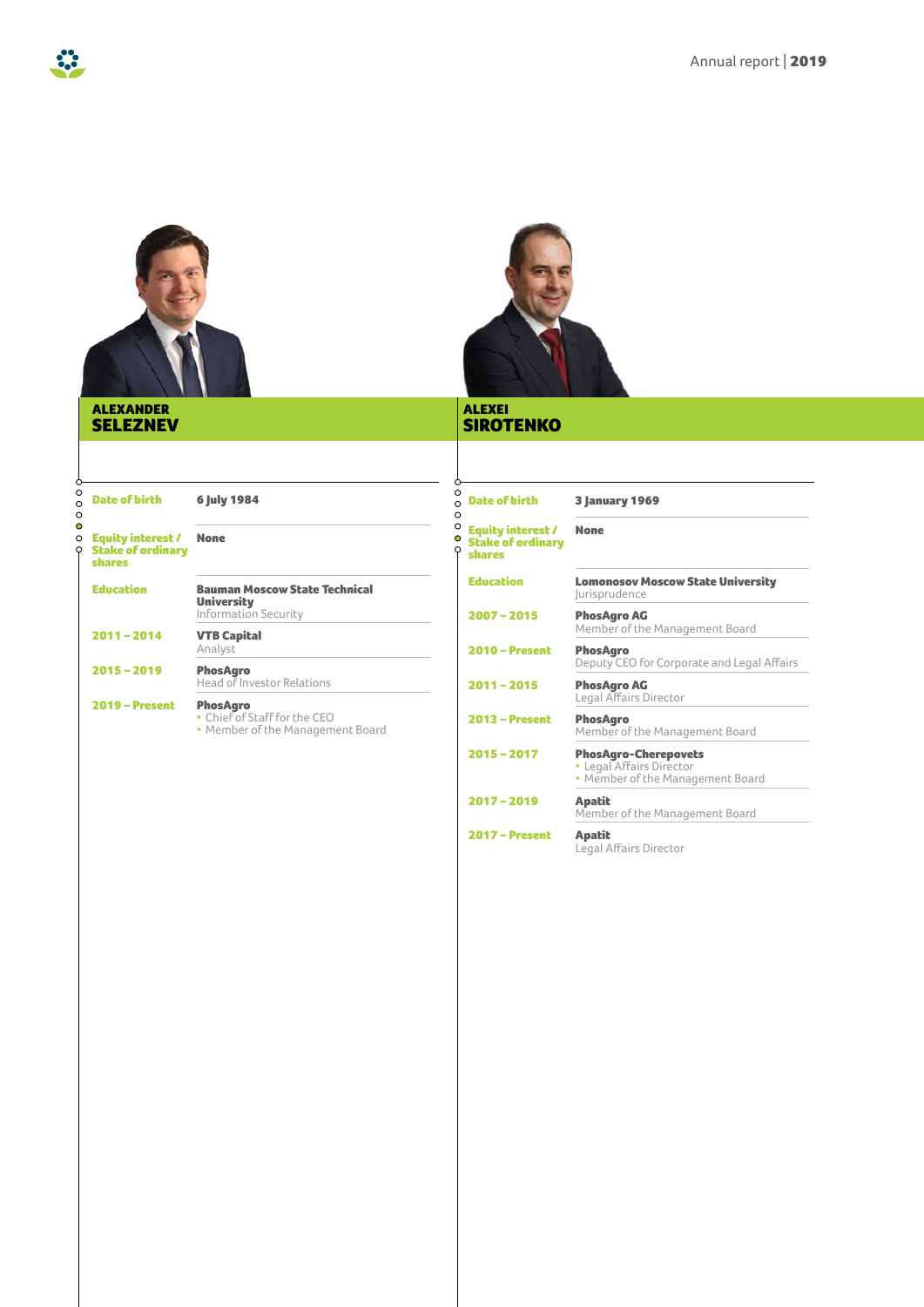## ALEXANDER SELEZNEV

| | |
|---|---|
| **Date of birth** | **6 July 1984** |
| **Equity interest / Stake of ordinary shares** | **None** |
| **Education** | **Bauman Moscow State Technical University**<br>Information Security |
| **2011 – 2014** | **VTB Capital**<br>Analyst |
| **2015 – 2019** | **PhosAgro**<br>Head of Investor Relations |
| **2019 – Present** | **PhosAgro**<br>• Chief of Staff for the CEO<br>• Member of the Management Board |

## ALEXEI SIROTENKO

| | |
|---|---|
| **Date of birth** | **3 January 1969** |
| **Equity interest / Stake of ordinary shares** | **None** |
| **Education** | **Lomonosov Moscow State University**<br>Jurisprudence |
| **2007 – 2015** | **PhosAgro AG**<br>Member of the Management Board |
| **2010 – Present** | **PhosAgro**<br>Deputy CEO for Corporate and Legal Affairs |
| **2011 – 2015** | **PhosAgro AG**<br>Legal Affairs Director |
| **2013 – Present** | **PhosAgro**<br>Member of the Management Board |
| **2015 – 2017** | **PhosAgro-Cherepovets**<br>• Legal Affairs Director<br>• Member of the Management Board |
| **2017 – 2019** | **Apatit**<br>Member of the Management Board |
| **2017 – Present** | **Apatit**<br>Legal Affairs Director |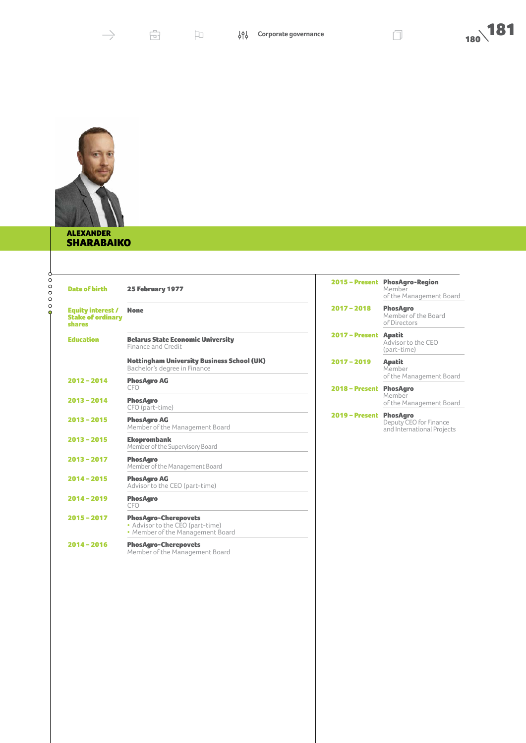## ALEXANDER SHARABAIKO

| | |
|---|---|
| **Date of birth** | **25 February 1977** |
| **Equity interest / Stake of ordinary shares** | **None** |
| **Education** | **Belarus State Economic University** Finance and Credit |
| | **Nottingham University Business School (UK)** Bachelor's degree in Finance |
| **2012 – 2014** | **PhosAgro AG** CFO |
| **2013 – 2014** | **PhosAgro** CFO (part-time) |
| **2013 – 2015** | **PhosAgro AG** Member of the Management Board |
| **2013 – 2015** | **Ekoprombank** Member of the Supervisory Board |
| **2013 – 2017** | **PhosAgro** Member of the Management Board |
| **2014 – 2015** | **PhosAgro AG** Advisor to the CEO (part-time) |
| **2014 – 2019** | **PhosAgro** CFO |
| **2015 – 2017** | **PhosAgro-Cherepovets** • Advisor to the CEO (part-time) • Member of the Management Board |
| **2014 – 2016** | **PhosAgro-Cherepovets** Member of the Management Board |
| **2015 – Present** | **PhosAgro-Region** Member of the Management Board |
| **2017 – 2018** | **PhosAgro** Member of the Board of Directors |
| **2017 – Present** | **Apatit** Advisor to the CEO (part-time) |
| **2017 – 2019** | **Apatit** Member of the Management Board |
| **2018 – Present** | **PhosAgro** Member of the Management Board |
| **2019 – Present** | **PhosAgro** Deputy CEO for Finance and International Projects |